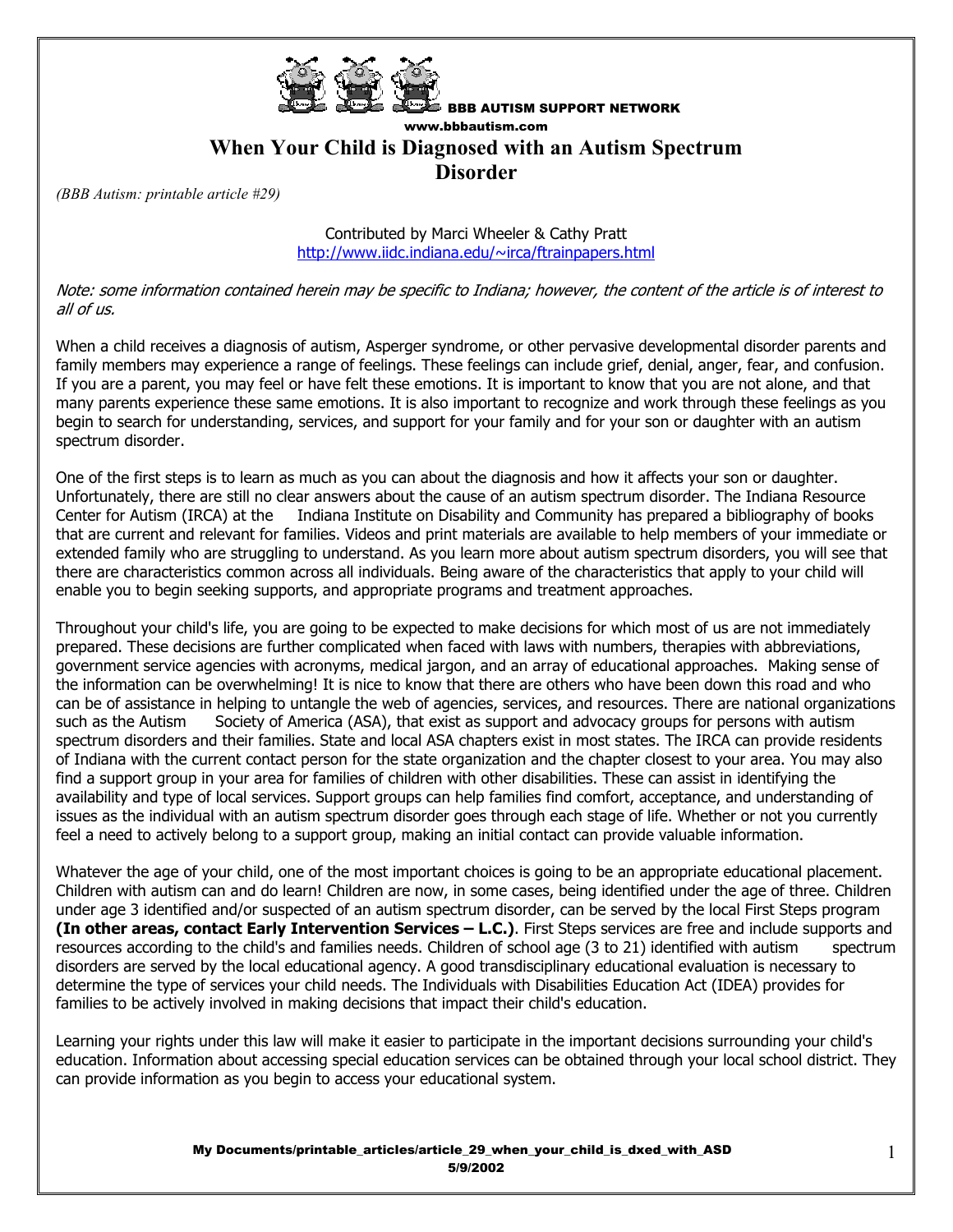BBB AUTISM SUPPORT NETWORK
www.bbbautism.com

# When Your Child is Diagnosed with an Autism Spectrum Disorder

*(BBB Autism: printable article #29)*

Contributed by Marci Wheeler & Cathy Pratt
http://www.iidc.indiana.edu/~irca/ftrainpapers.html

*Note: some information contained herein may be specific to Indiana; however, the content of the article is of interest to all of us.*

When a child receives a diagnosis of autism, Asperger syndrome, or other pervasive developmental disorder parents and family members may experience a range of feelings. These feelings can include grief, denial, anger, fear, and confusion. If you are a parent, you may feel or have felt these emotions. It is important to know that you are not alone, and that many parents experience these same emotions. It is also important to recognize and work through these feelings as you begin to search for understanding, services, and support for your family and for your son or daughter with an autism spectrum disorder.

One of the first steps is to learn as much as you can about the diagnosis and how it affects your son or daughter. Unfortunately, there are still no clear answers about the cause of an autism spectrum disorder. The Indiana Resource Center for Autism (IRCA) at the Indiana Institute on Disability and Community has prepared a bibliography of books that are current and relevant for families. Videos and print materials are available to help members of your immediate or extended family who are struggling to understand. As you learn more about autism spectrum disorders, you will see that there are characteristics common across all individuals. Being aware of the characteristics that apply to your child will enable you to begin seeking supports, and appropriate programs and treatment approaches.

Throughout your child's life, you are going to be expected to make decisions for which most of us are not immediately prepared. These decisions are further complicated when faced with laws with numbers, therapies with abbreviations, government service agencies with acronyms, medical jargon, and an array of educational approaches. Making sense of the information can be overwhelming! It is nice to know that there are others who have been down this road and who can be of assistance in helping to untangle the web of agencies, services, and resources. There are national organizations such as the Autism Society of America (ASA), that exist as support and advocacy groups for persons with autism spectrum disorders and their families. State and local ASA chapters exist in most states. The IRCA can provide residents of Indiana with the current contact person for the state organization and the chapter closest to your area. You may also find a support group in your area for families of children with other disabilities. These can assist in identifying the availability and type of local services. Support groups can help families find comfort, acceptance, and understanding of issues as the individual with an autism spectrum disorder goes through each stage of life. Whether or not you currently feel a need to actively belong to a support group, making an initial contact can provide valuable information.

Whatever the age of your child, one of the most important choices is going to be an appropriate educational placement. Children with autism can and do learn! Children are now, in some cases, being identified under the age of three. Children under age 3 identified and/or suspected of an autism spectrum disorder, can be served by the local First Steps program **(In other areas, contact Early Intervention Services – L.C.)**. First Steps services are free and include supports and resources according to the child's and families needs. Children of school age (3 to 21) identified with autism spectrum disorders are served by the local educational agency. A good transdisciplinary educational evaluation is necessary to determine the type of services your child needs. The Individuals with Disabilities Education Act (IDEA) provides for families to be actively involved in making decisions that impact their child's education.

Learning your rights under this law will make it easier to participate in the important decisions surrounding your child's education. Information about accessing special education services can be obtained through your local school district. They can provide information as you begin to access your educational system.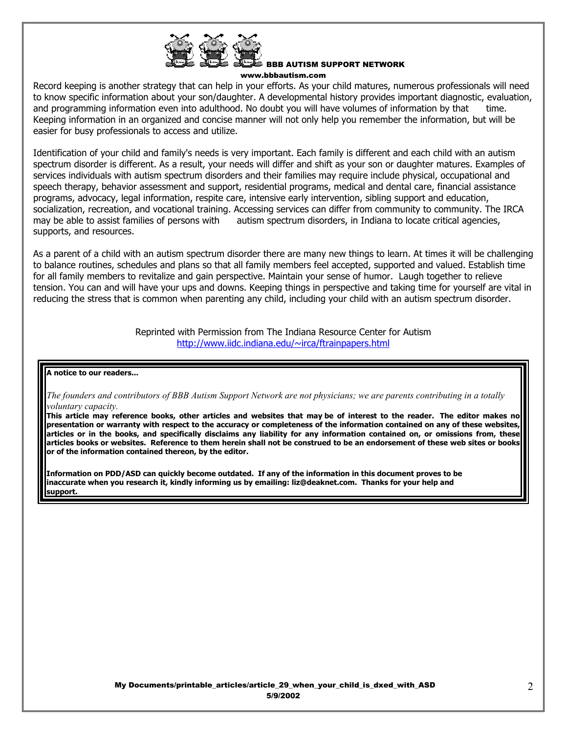**BBB AUTISM SUPPORT NETWORK**
**www.bbbautism.com**

Record keeping is another strategy that can help in your efforts. As your child matures, numerous professionals will need to know specific information about your son/daughter. A developmental history provides important diagnostic, evaluation, and programming information even into adulthood. No doubt you will have volumes of information by that time. Keeping information in an organized and concise manner will not only help you remember the information, but will be easier for busy professionals to access and utilize.

Identification of your child and family's needs is very important. Each family is different and each child with an autism spectrum disorder is different. As a result, your needs will differ and shift as your son or daughter matures. Examples of services individuals with autism spectrum disorders and their families may require include physical, occupational and speech therapy, behavior assessment and support, residential programs, medical and dental care, financial assistance programs, advocacy, legal information, respite care, intensive early intervention, sibling support and education, socialization, recreation, and vocational training. Accessing services can differ from community to community. The IRCA may be able to assist families of persons with autism spectrum disorders, in Indiana to locate critical agencies, supports, and resources.

As a parent of a child with an autism spectrum disorder there are many new things to learn. At times it will be challenging to balance routines, schedules and plans so that all family members feel accepted, supported and valued. Establish time for all family members to revitalize and gain perspective. Maintain your sense of humor. Laugh together to relieve tension. You can and will have your ups and downs. Keeping things in perspective and taking time for yourself are vital in reducing the stress that is common when parenting any child, including your child with an autism spectrum disorder.

Reprinted with Permission from The Indiana Resource Center for Autism
http://www.iidc.indiana.edu/~irca/ftrainpapers.html

**A notice to our readers...**

*The founders and contributors of BBB Autism Support Network are not physicians; we are parents contributing in a totally voluntary capacity.*

**This article may reference books, other articles and websites that may be of interest to the reader. The editor makes no presentation or warranty with respect to the accuracy or completeness of the information contained on any of these websites, articles or in the books, and specifically disclaims any liability for any information contained on, or omissions from, these articles books or websites. Reference to them herein shall not be construed to be an endorsement of these web sites or books or of the information contained thereon, by the editor.**

**Information on PDD/ASD can quickly become outdated. If any of the information in this document proves to be inaccurate when you research it, kindly informing us by emailing: liz@deaknet.com. Thanks for your help and support.**